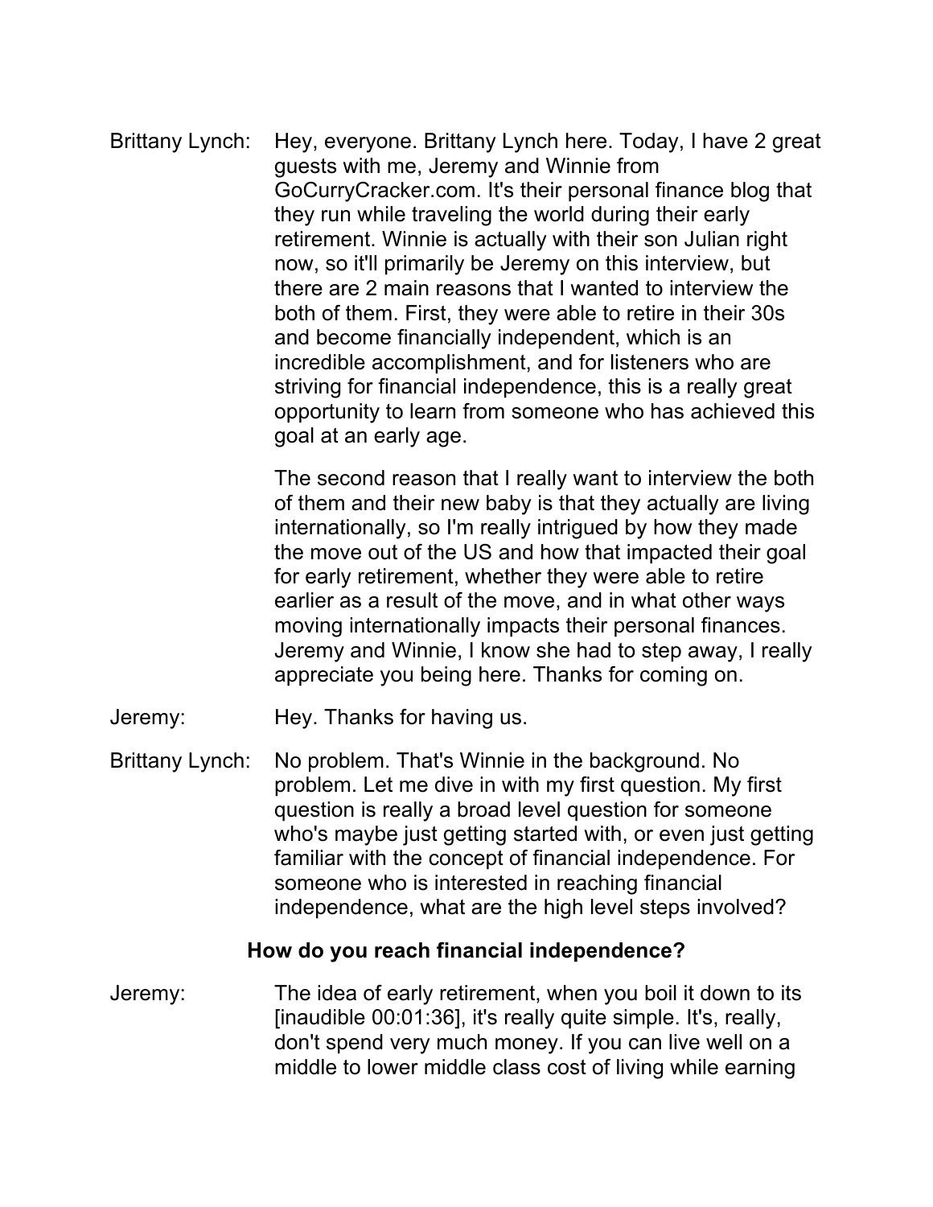**Brittany Lynch:** Hey, everyone. Brittany Lynch here. Today, I have 2 great guests with me, Jeremy and Winnie from GoCurryCracker.com. It's their personal finance blog that they run while traveling the world during their early retirement. Winnie is actually with their son Julian right now, so it'll primarily be Jeremy on this interview, but there are 2 main reasons that I wanted to interview the both of them. First, they were able to retire in their 30s and become financially independent, which is an incredible accomplishment, and for listeners who are striving for financial independence, this is a really great opportunity to learn from someone who has achieved this goal at an early age.

The second reason that I really want to interview the both of them and their new baby is that they actually are living internationally, so I'm really intrigued by how they made the move out of the US and how that impacted their goal for early retirement, whether they were able to retire earlier as a result of the move, and in what other ways moving internationally impacts their personal finances. Jeremy and Winnie, I know she had to step away, I really appreciate you being here. Thanks for coming on.

**Jeremy:** Hey. Thanks for having us.

**Brittany Lynch:** No problem. That's Winnie in the background. No problem. Let me dive in with my first question. My first question is really a broad level question for someone who's maybe just getting started with, or even just getting familiar with the concept of financial independence. For someone who is interested in reaching financial independence, what are the high level steps involved?

## How do you reach financial independence?

**Jeremy:** The idea of early retirement, when you boil it down to its [inaudible 00:01:36], it's really quite simple. It's, really, don't spend very much money. If you can live well on a middle to lower middle class cost of living while earning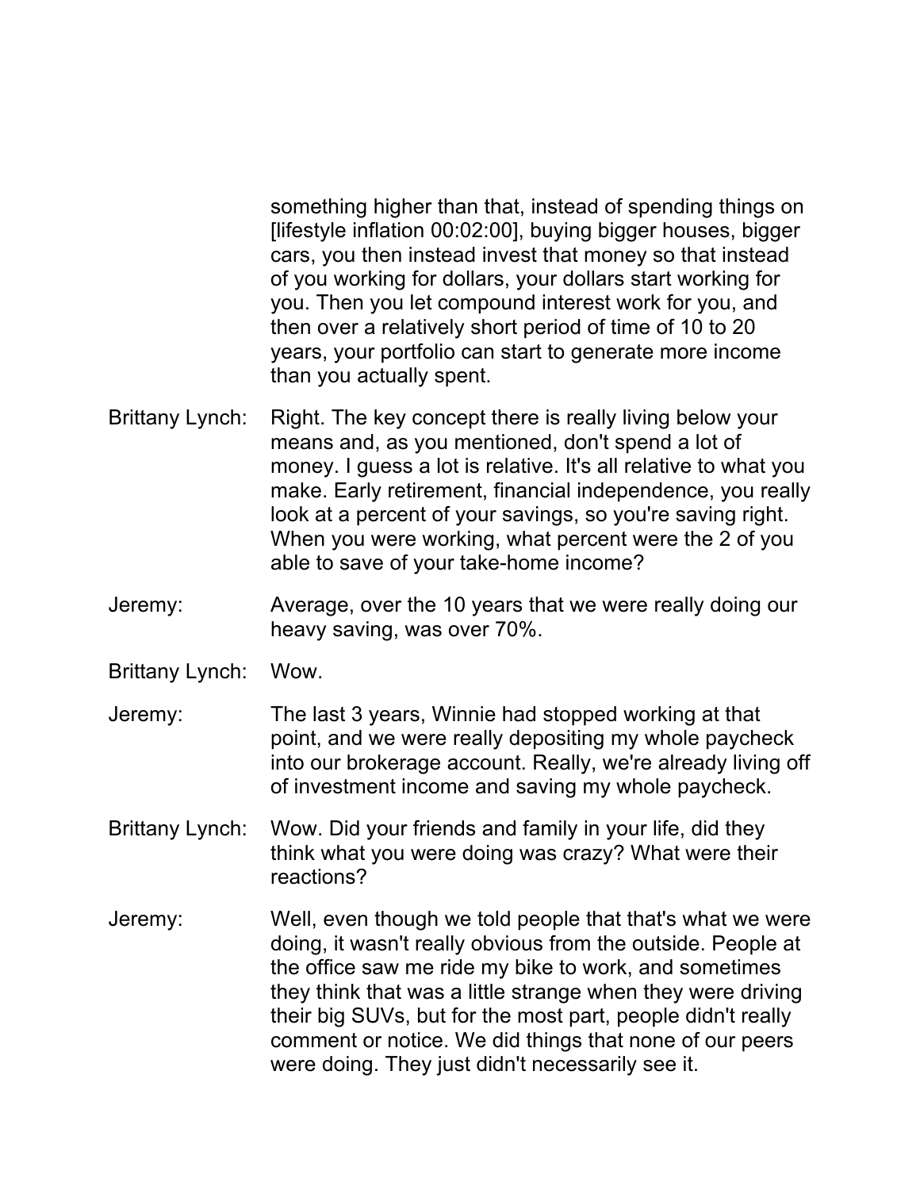something higher than that, instead of spending things on [lifestyle inflation 00:02:00], buying bigger houses, bigger cars, you then instead invest that money so that instead of you working for dollars, your dollars start working for you. Then you let compound interest work for you, and then over a relatively short period of time of 10 to 20 years, your portfolio can start to generate more income than you actually spent.

Brittany Lynch: Right. The key concept there is really living below your means and, as you mentioned, don't spend a lot of money. I guess a lot is relative. It's all relative to what you make. Early retirement, financial independence, you really look at a percent of your savings, so you're saving right. When you were working, what percent were the 2 of you able to save of your take-home income?

Jeremy: Average, over the 10 years that we were really doing our heavy saving, was over 70%.

Brittany Lynch: Wow.

Jeremy: The last 3 years, Winnie had stopped working at that point, and we were really depositing my whole paycheck into our brokerage account. Really, we're already living off of investment income and saving my whole paycheck.

Brittany Lynch: Wow. Did your friends and family in your life, did they think what you were doing was crazy? What were their reactions?

Jeremy: Well, even though we told people that that's what we were doing, it wasn't really obvious from the outside. People at the office saw me ride my bike to work, and sometimes they think that was a little strange when they were driving their big SUVs, but for the most part, people didn't really comment or notice. We did things that none of our peers were doing. They just didn't necessarily see it.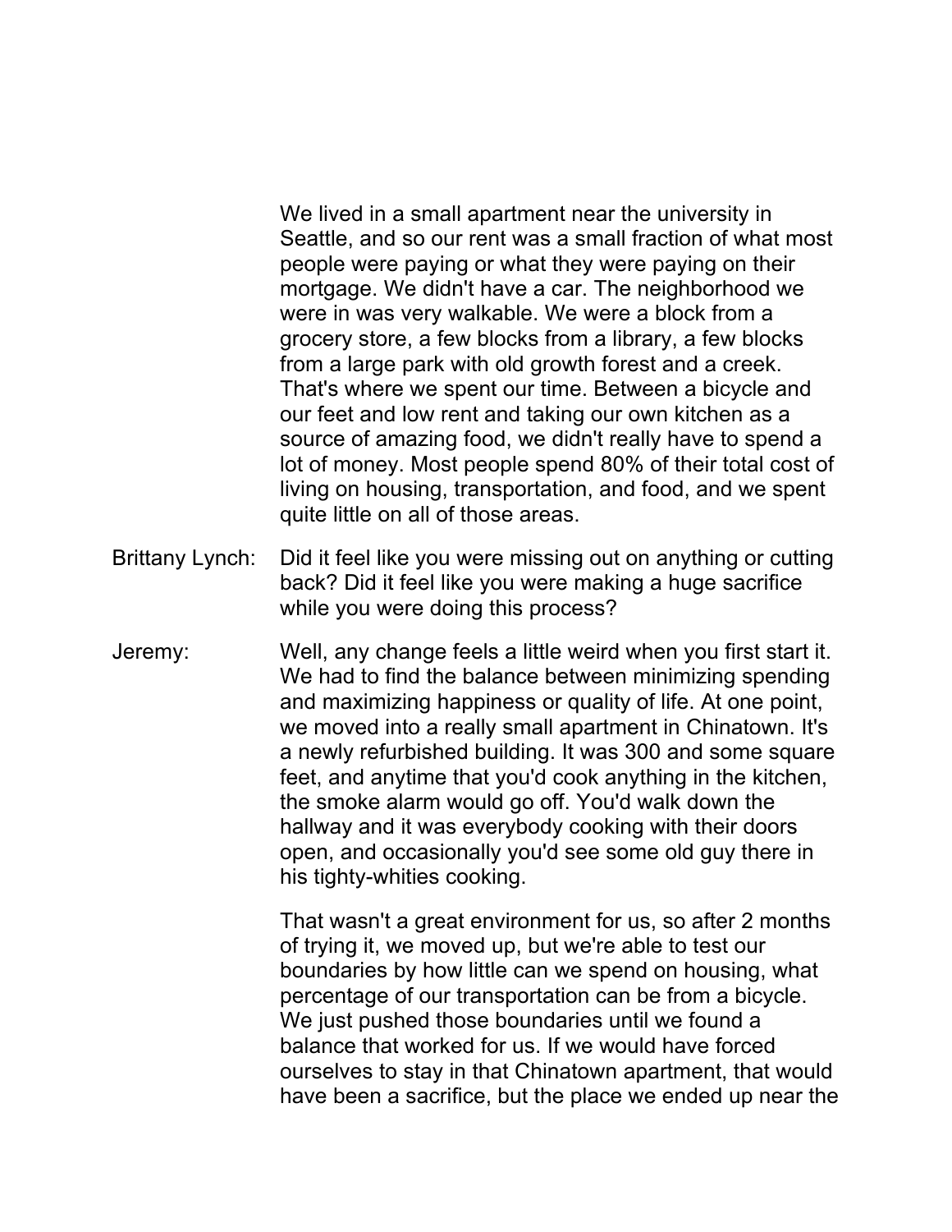We lived in a small apartment near the university in Seattle, and so our rent was a small fraction of what most people were paying or what they were paying on their mortgage. We didn't have a car. The neighborhood we were in was very walkable. We were a block from a grocery store, a few blocks from a library, a few blocks from a large park with old growth forest and a creek. That's where we spent our time. Between a bicycle and our feet and low rent and taking our own kitchen as a source of amazing food, we didn't really have to spend a lot of money. Most people spend 80% of their total cost of living on housing, transportation, and food, and we spent quite little on all of those areas.

Brittany Lynch: Did it feel like you were missing out on anything or cutting back? Did it feel like you were making a huge sacrifice while you were doing this process?

Jeremy: Well, any change feels a little weird when you first start it. We had to find the balance between minimizing spending and maximizing happiness or quality of life. At one point, we moved into a really small apartment in Chinatown. It's a newly refurbished building. It was 300 and some square feet, and anytime that you'd cook anything in the kitchen, the smoke alarm would go off. You'd walk down the hallway and it was everybody cooking with their doors open, and occasionally you'd see some old guy there in his tighty-whities cooking.

That wasn't a great environment for us, so after 2 months of trying it, we moved up, but we're able to test our boundaries by how little can we spend on housing, what percentage of our transportation can be from a bicycle. We just pushed those boundaries until we found a balance that worked for us. If we would have forced ourselves to stay in that Chinatown apartment, that would have been a sacrifice, but the place we ended up near the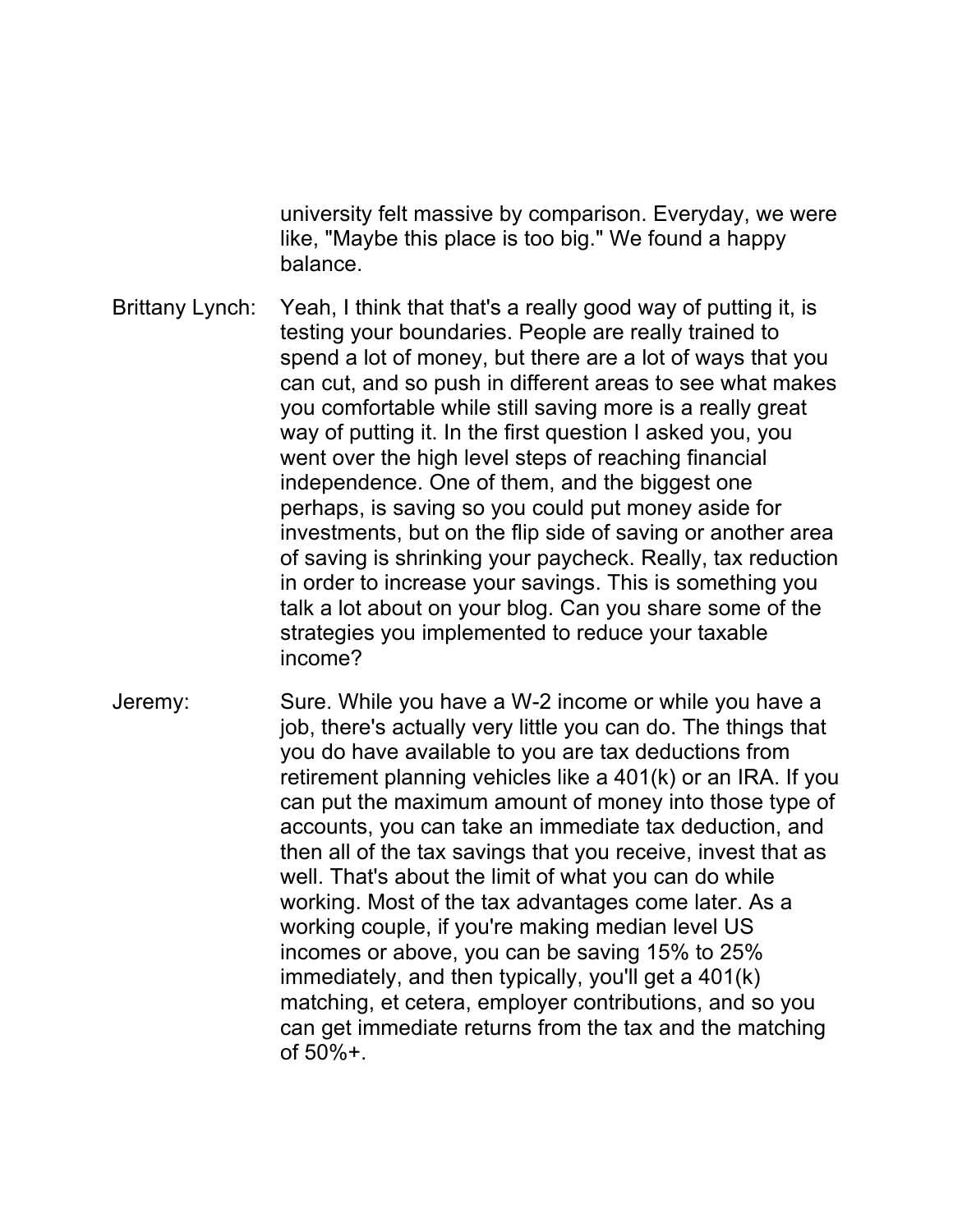university felt massive by comparison. Everyday, we were like, "Maybe this place is too big." We found a happy balance.

Brittany Lynch: Yeah, I think that that's a really good way of putting it, is testing your boundaries. People are really trained to spend a lot of money, but there are a lot of ways that you can cut, and so push in different areas to see what makes you comfortable while still saving more is a really great way of putting it. In the first question I asked you, you went over the high level steps of reaching financial independence. One of them, and the biggest one perhaps, is saving so you could put money aside for investments, but on the flip side of saving or another area of saving is shrinking your paycheck. Really, tax reduction in order to increase your savings. This is something you talk a lot about on your blog. Can you share some of the strategies you implemented to reduce your taxable income?

Jeremy: Sure. While you have a W-2 income or while you have a job, there's actually very little you can do. The things that you do have available to you are tax deductions from retirement planning vehicles like a 401(k) or an IRA. If you can put the maximum amount of money into those type of accounts, you can take an immediate tax deduction, and then all of the tax savings that you receive, invest that as well. That's about the limit of what you can do while working. Most of the tax advantages come later. As a working couple, if you're making median level US incomes or above, you can be saving 15% to 25% immediately, and then typically, you'll get a 401(k) matching, et cetera, employer contributions, and so you can get immediate returns from the tax and the matching of 50%+.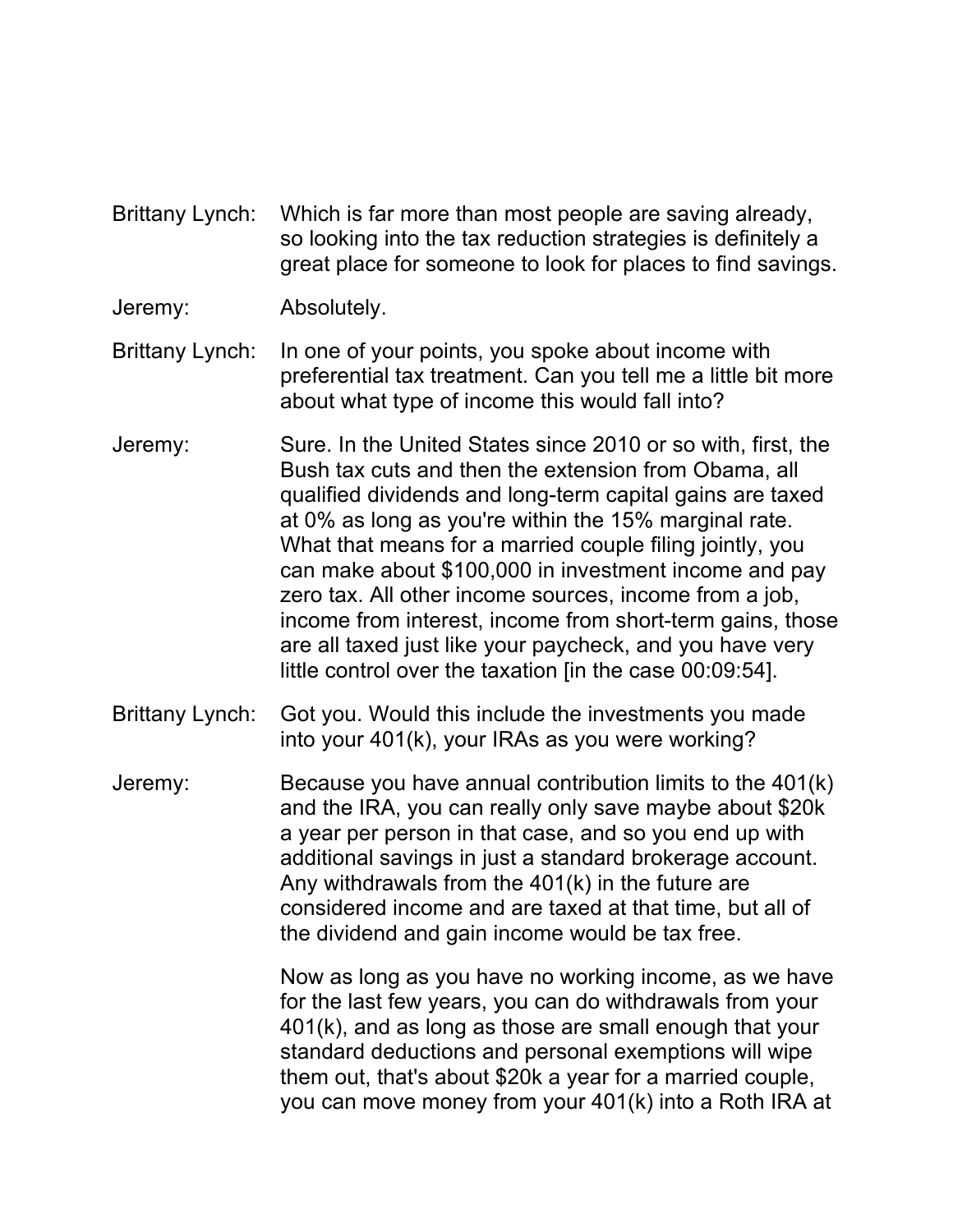**Brittany Lynch:** Which is far more than most people are saving already, so looking into the tax reduction strategies is definitely a great place for someone to look for places to find savings.

**Jeremy:** Absolutely.

**Brittany Lynch:** In one of your points, you spoke about income with preferential tax treatment. Can you tell me a little bit more about what type of income this would fall into?

**Jeremy:** Sure. In the United States since 2010 or so with, first, the Bush tax cuts and then the extension from Obama, all qualified dividends and long-term capital gains are taxed at 0% as long as you're within the 15% marginal rate. What that means for a married couple filing jointly, you can make about $100,000 in investment income and pay zero tax. All other income sources, income from a job, income from interest, income from short-term gains, those are all taxed just like your paycheck, and you have very little control over the taxation [in the case 00:09:54].

**Brittany Lynch:** Got you. Would this include the investments you made into your 401(k), your IRAs as you were working?

**Jeremy:** Because you have annual contribution limits to the 401(k) and the IRA, you can really only save maybe about $20k a year per person in that case, and so you end up with additional savings in just a standard brokerage account. Any withdrawals from the 401(k) in the future are considered income and are taxed at that time, but all of the dividend and gain income would be tax free.

Now as long as you have no working income, as we have for the last few years, you can do withdrawals from your 401(k), and as long as those are small enough that your standard deductions and personal exemptions will wipe them out, that's about $20k a year for a married couple, you can move money from your 401(k) into a Roth IRA at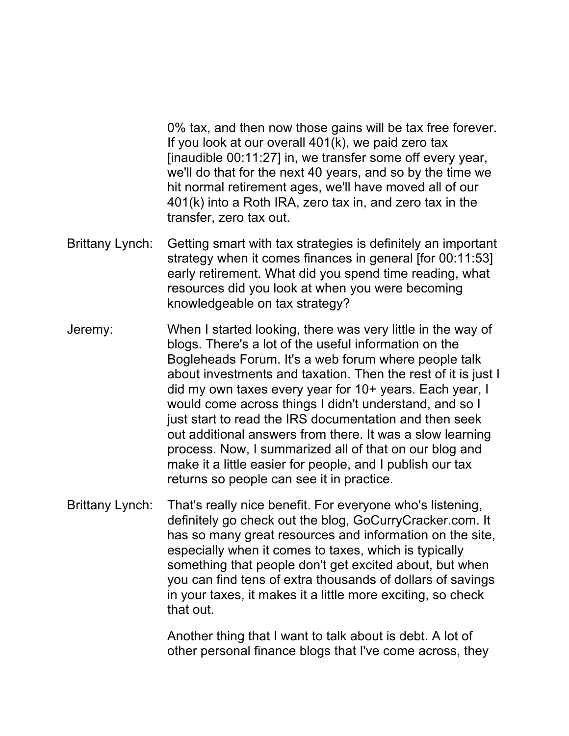0% tax, and then now those gains will be tax free forever. If you look at our overall 401(k), we paid zero tax [inaudible 00:11:27] in, we transfer some off every year, we'll do that for the next 40 years, and so by the time we hit normal retirement ages, we'll have moved all of our 401(k) into a Roth IRA, zero tax in, and zero tax in the transfer, zero tax out.

Brittany Lynch: Getting smart with tax strategies is definitely an important strategy when it comes finances in general [for 00:11:53] early retirement. What did you spend time reading, what resources did you look at when you were becoming knowledgeable on tax strategy?

Jeremy: When I started looking, there was very little in the way of blogs. There's a lot of the useful information on the Bogleheads Forum. It's a web forum where people talk about investments and taxation. Then the rest of it is just I did my own taxes every year for 10+ years. Each year, I would come across things I didn't understand, and so I just start to read the IRS documentation and then seek out additional answers from there. It was a slow learning process. Now, I summarized all of that on our blog and make it a little easier for people, and I publish our tax returns so people can see it in practice.

Brittany Lynch: That's really nice benefit. For everyone who's listening, definitely go check out the blog, GoCurryCracker.com. It has so many great resources and information on the site, especially when it comes to taxes, which is typically something that people don't get excited about, but when you can find tens of extra thousands of dollars of savings in your taxes, it makes it a little more exciting, so check that out.

Another thing that I want to talk about is debt. A lot of other personal finance blogs that I've come across, they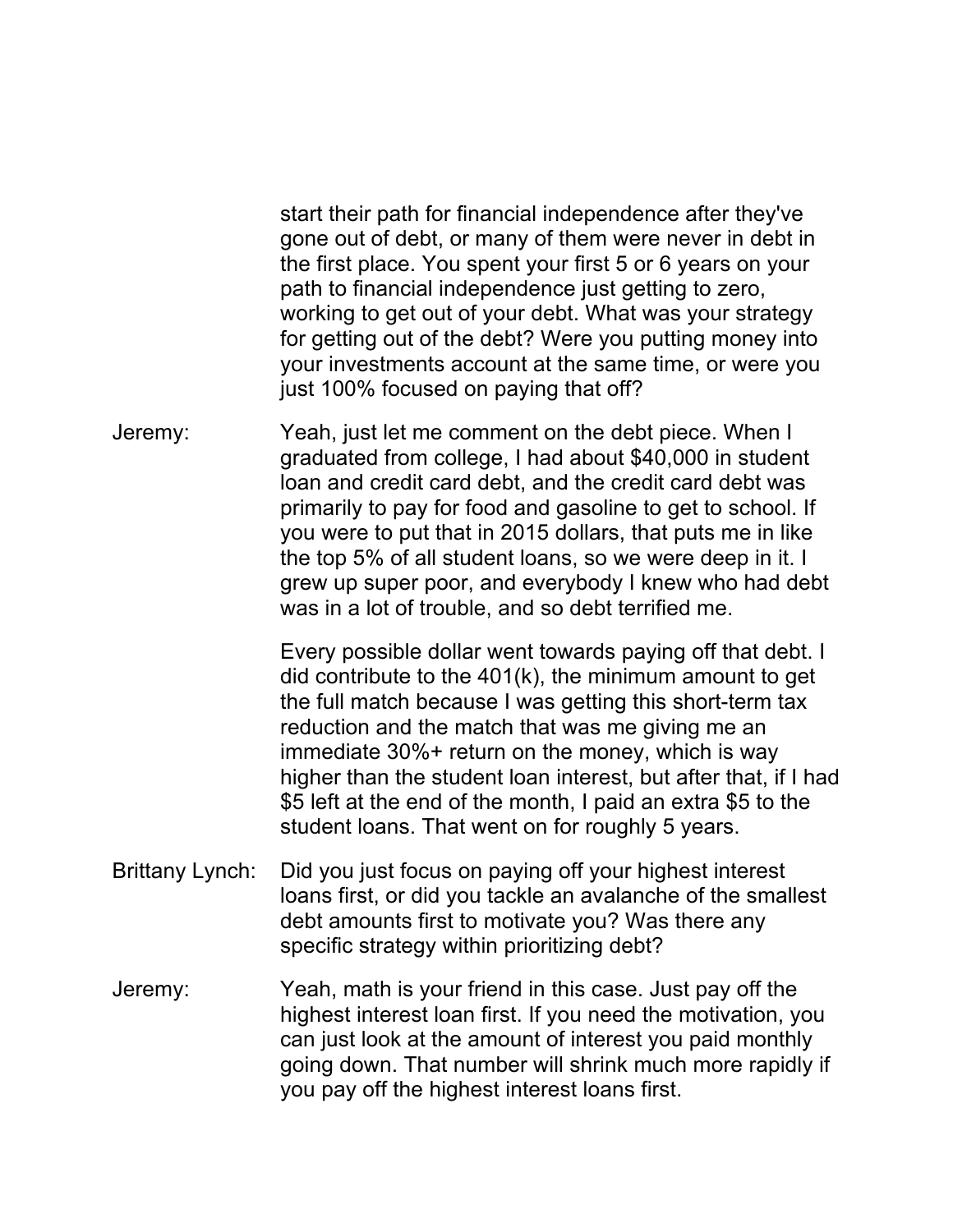start their path for financial independence after they've gone out of debt, or many of them were never in debt in the first place. You spent your first 5 or 6 years on your path to financial independence just getting to zero, working to get out of your debt. What was your strategy for getting out of the debt? Were you putting money into your investments account at the same time, or were you just 100% focused on paying that off?

**Jeremy:** Yeah, just let me comment on the debt piece. When I graduated from college, I had about $40,000 in student loan and credit card debt, and the credit card debt was primarily to pay for food and gasoline to get to school. If you were to put that in 2015 dollars, that puts me in like the top 5% of all student loans, so we were deep in it. I grew up super poor, and everybody I knew who had debt was in a lot of trouble, and so debt terrified me.

Every possible dollar went towards paying off that debt. I did contribute to the 401(k), the minimum amount to get the full match because I was getting this short-term tax reduction and the match that was me giving me an immediate 30%+ return on the money, which is way higher than the student loan interest, but after that, if I had $5 left at the end of the month, I paid an extra $5 to the student loans. That went on for roughly 5 years.

**Brittany Lynch:** Did you just focus on paying off your highest interest loans first, or did you tackle an avalanche of the smallest debt amounts first to motivate you? Was there any specific strategy within prioritizing debt?

**Jeremy:** Yeah, math is your friend in this case. Just pay off the highest interest loan first. If you need the motivation, you can just look at the amount of interest you paid monthly going down. That number will shrink much more rapidly if you pay off the highest interest loans first.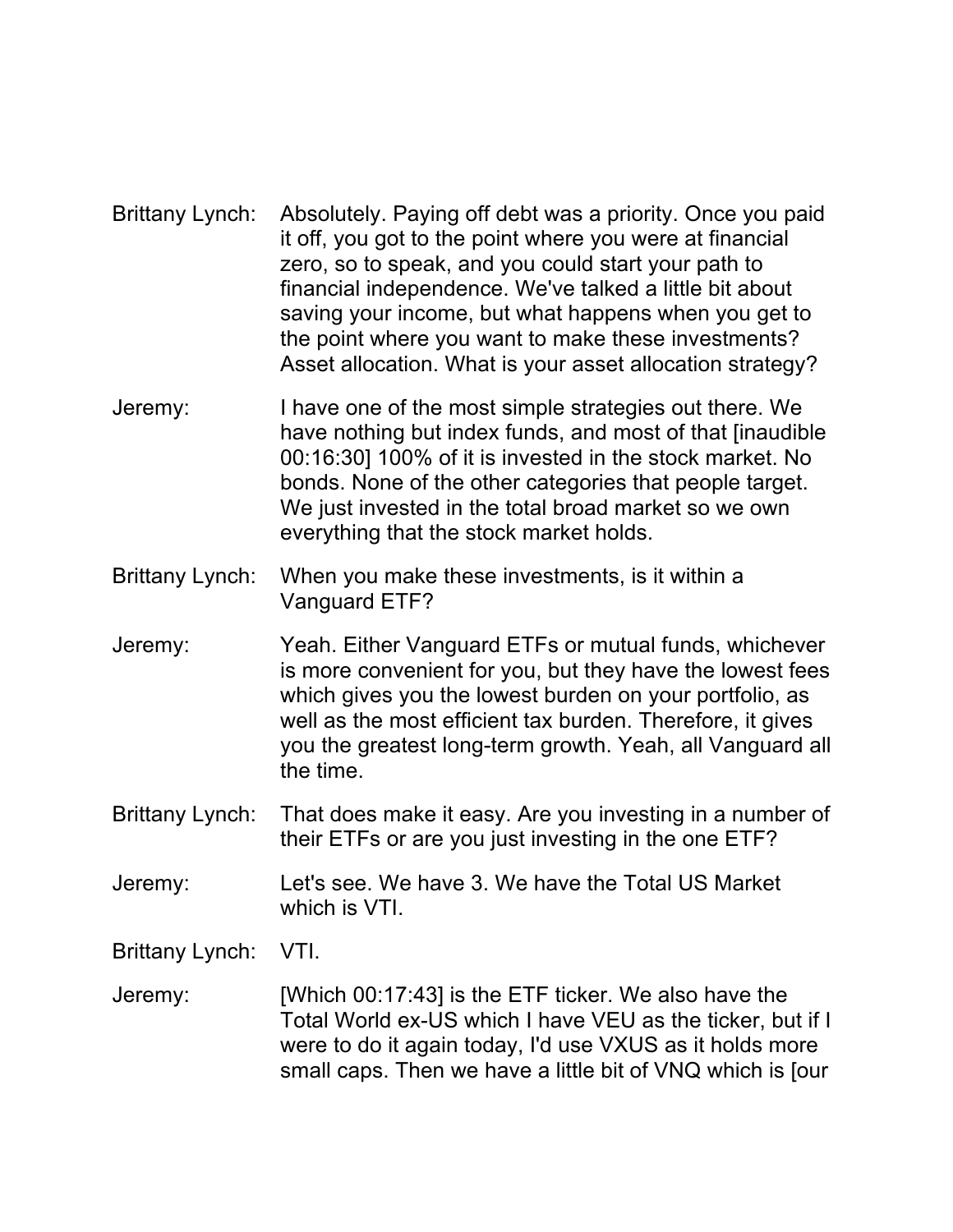Brittany Lynch: Absolutely. Paying off debt was a priority. Once you paid it off, you got to the point where you were at financial zero, so to speak, and you could start your path to financial independence. We've talked a little bit about saving your income, but what happens when you get to the point where you want to make these investments? Asset allocation. What is your asset allocation strategy?

Jeremy: I have one of the most simple strategies out there. We have nothing but index funds, and most of that [inaudible 00:16:30] 100% of it is invested in the stock market. No bonds. None of the other categories that people target. We just invested in the total broad market so we own everything that the stock market holds.

Brittany Lynch: When you make these investments, is it within a Vanguard ETF?

Jeremy: Yeah. Either Vanguard ETFs or mutual funds, whichever is more convenient for you, but they have the lowest fees which gives you the lowest burden on your portfolio, as well as the most efficient tax burden. Therefore, it gives you the greatest long-term growth. Yeah, all Vanguard all the time.

Brittany Lynch: That does make it easy. Are you investing in a number of their ETFs or are you just investing in the one ETF?

Jeremy: Let's see. We have 3. We have the Total US Market which is VTI.

Brittany Lynch: VTI.

Jeremy: [Which 00:17:43] is the ETF ticker. We also have the Total World ex-US which I have VEU as the ticker, but if I were to do it again today, I'd use VXUS as it holds more small caps. Then we have a little bit of VNQ which is [our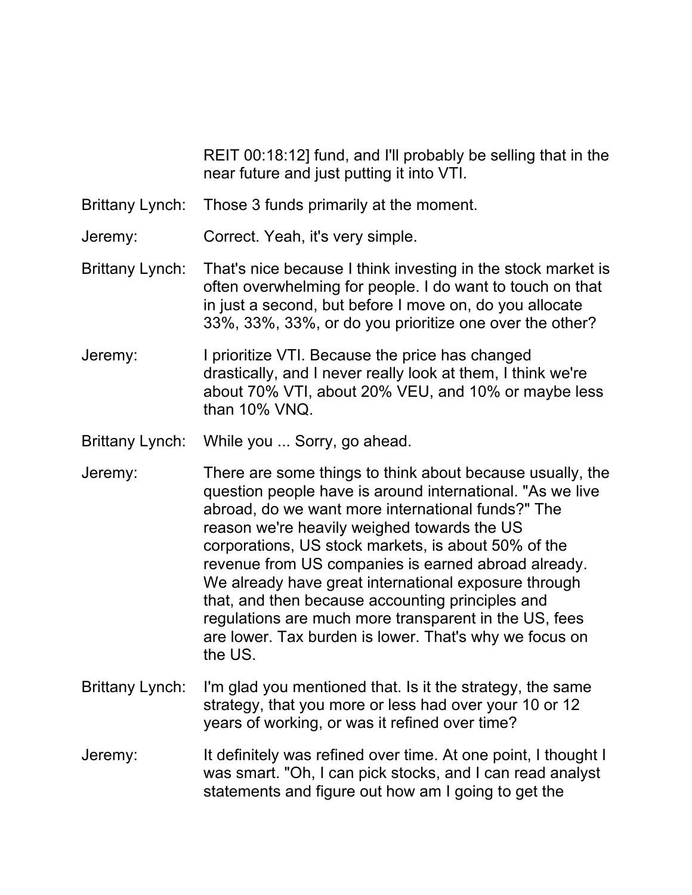REIT 00:18:12] fund, and I'll probably be selling that in the near future and just putting it into VTI.

Brittany Lynch: Those 3 funds primarily at the moment.

Jeremy: Correct. Yeah, it's very simple.

Brittany Lynch: That's nice because I think investing in the stock market is often overwhelming for people. I do want to touch on that in just a second, but before I move on, do you allocate 33%, 33%, 33%, or do you prioritize one over the other?

Jeremy: I prioritize VTI. Because the price has changed drastically, and I never really look at them, I think we're about 70% VTI, about 20% VEU, and 10% or maybe less than 10% VNQ.

Brittany Lynch: While you ... Sorry, go ahead.

Jeremy: There are some things to think about because usually, the question people have is around international. "As we live abroad, do we want more international funds?" The reason we're heavily weighed towards the US corporations, US stock markets, is about 50% of the revenue from US companies is earned abroad already. We already have great international exposure through that, and then because accounting principles and regulations are much more transparent in the US, fees are lower. Tax burden is lower. That's why we focus on the US.

Brittany Lynch: I'm glad you mentioned that. Is it the strategy, the same strategy, that you more or less had over your 10 or 12 years of working, or was it refined over time?

Jeremy: It definitely was refined over time. At one point, I thought I was smart. "Oh, I can pick stocks, and I can read analyst statements and figure out how am I going to get the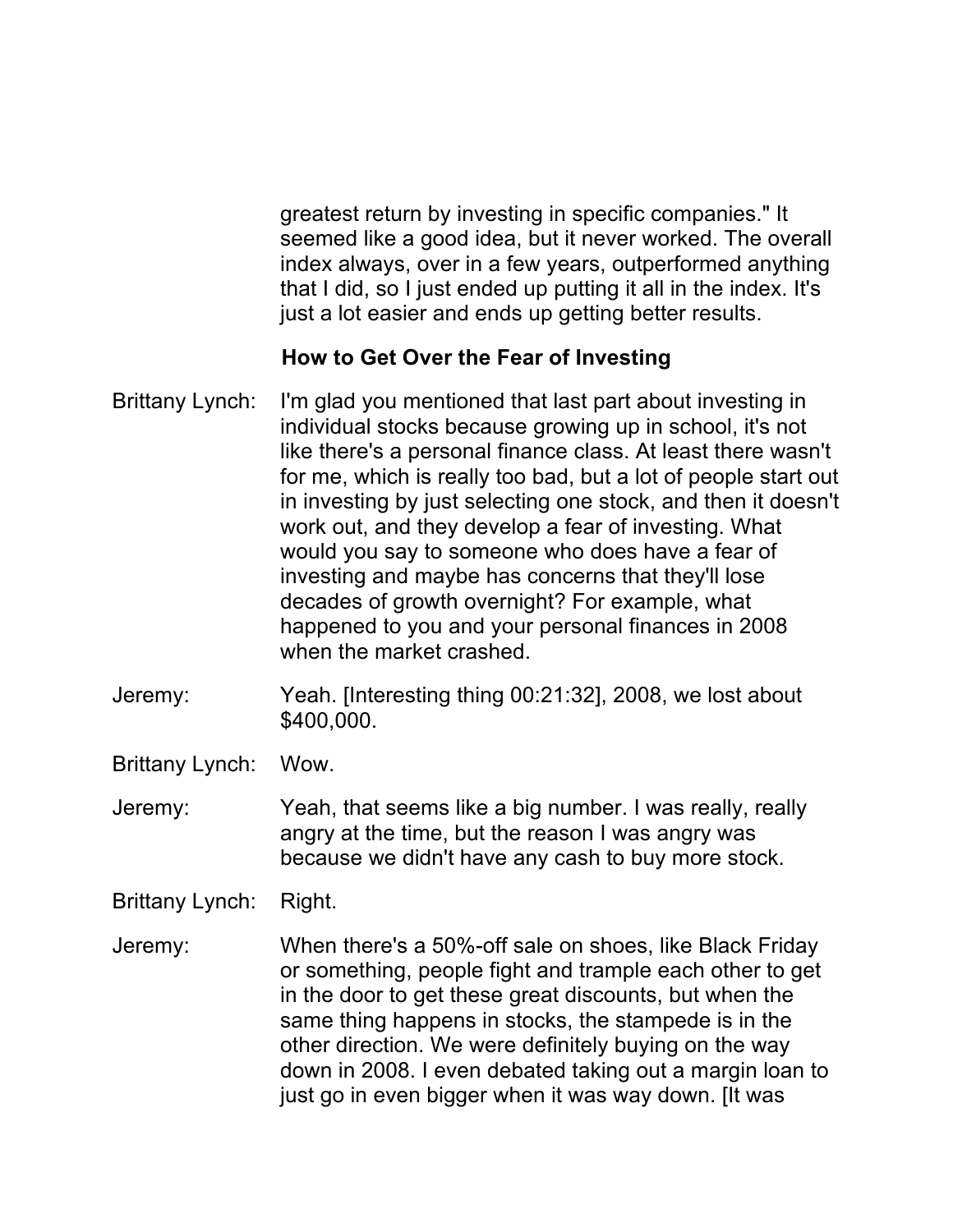greatest return by investing in specific companies." It seemed like a good idea, but it never worked. The overall index always, over in a few years, outperformed anything that I did, so I just ended up putting it all in the index. It's just a lot easier and ends up getting better results.

### How to Get Over the Fear of Investing

Brittany Lynch: I'm glad you mentioned that last part about investing in individual stocks because growing up in school, it's not like there's a personal finance class. At least there wasn't for me, which is really too bad, but a lot of people start out in investing by just selecting one stock, and then it doesn't work out, and they develop a fear of investing. What would you say to someone who does have a fear of investing and maybe has concerns that they'll lose decades of growth overnight? For example, what happened to you and your personal finances in 2008 when the market crashed.

Jeremy: Yeah. [Interesting thing 00:21:32], 2008, we lost about $400,000.

Brittany Lynch: Wow.

Jeremy: Yeah, that seems like a big number. I was really, really angry at the time, but the reason I was angry was because we didn't have any cash to buy more stock.

Brittany Lynch: Right.

Jeremy: When there's a 50%-off sale on shoes, like Black Friday or something, people fight and trample each other to get in the door to get these great discounts, but when the same thing happens in stocks, the stampede is in the other direction. We were definitely buying on the way down in 2008. I even debated taking out a margin loan to just go in even bigger when it was way down. [It was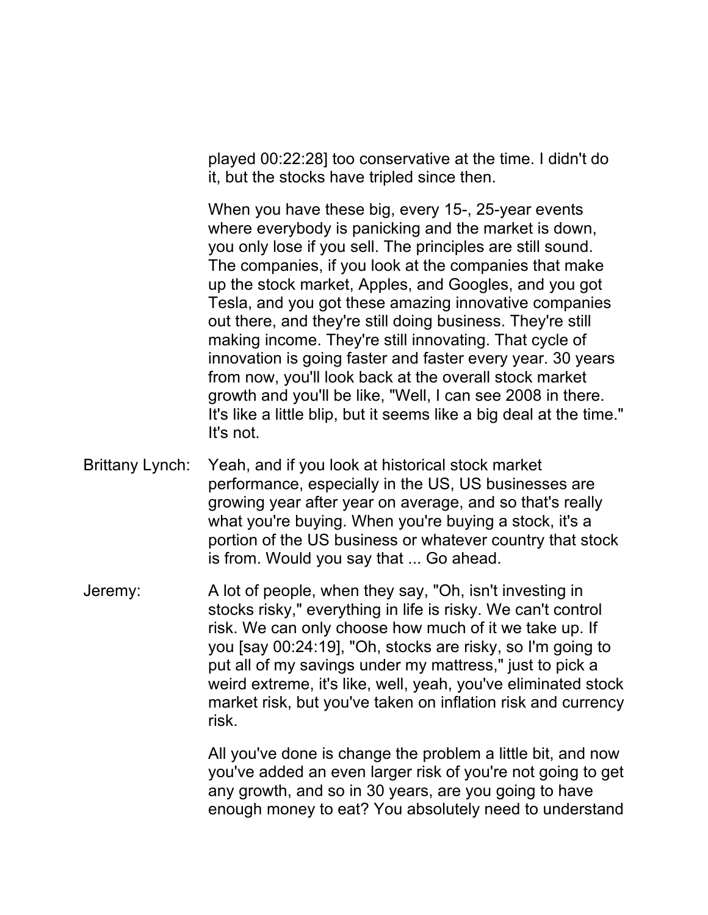played 00:22:28] too conservative at the time. I didn't do it, but the stocks have tripled since then.

When you have these big, every 15-, 25-year events where everybody is panicking and the market is down, you only lose if you sell. The principles are still sound. The companies, if you look at the companies that make up the stock market, Apples, and Googles, and you got Tesla, and you got these amazing innovative companies out there, and they're still doing business. They're still making income. They're still innovating. That cycle of innovation is going faster and faster every year. 30 years from now, you'll look back at the overall stock market growth and you'll be like, "Well, I can see 2008 in there. It's like a little blip, but it seems like a big deal at the time." It's not.

Brittany Lynch: Yeah, and if you look at historical stock market performance, especially in the US, US businesses are growing year after year on average, and so that's really what you're buying. When you're buying a stock, it's a portion of the US business or whatever country that stock is from. Would you say that ... Go ahead.

Jeremy: A lot of people, when they say, "Oh, isn't investing in stocks risky," everything in life is risky. We can't control risk. We can only choose how much of it we take up. If you [say 00:24:19], "Oh, stocks are risky, so I'm going to put all of my savings under my mattress," just to pick a weird extreme, it's like, well, yeah, you've eliminated stock market risk, but you've taken on inflation risk and currency risk.

All you've done is change the problem a little bit, and now you've added an even larger risk of you're not going to get any growth, and so in 30 years, are you going to have enough money to eat? You absolutely need to understand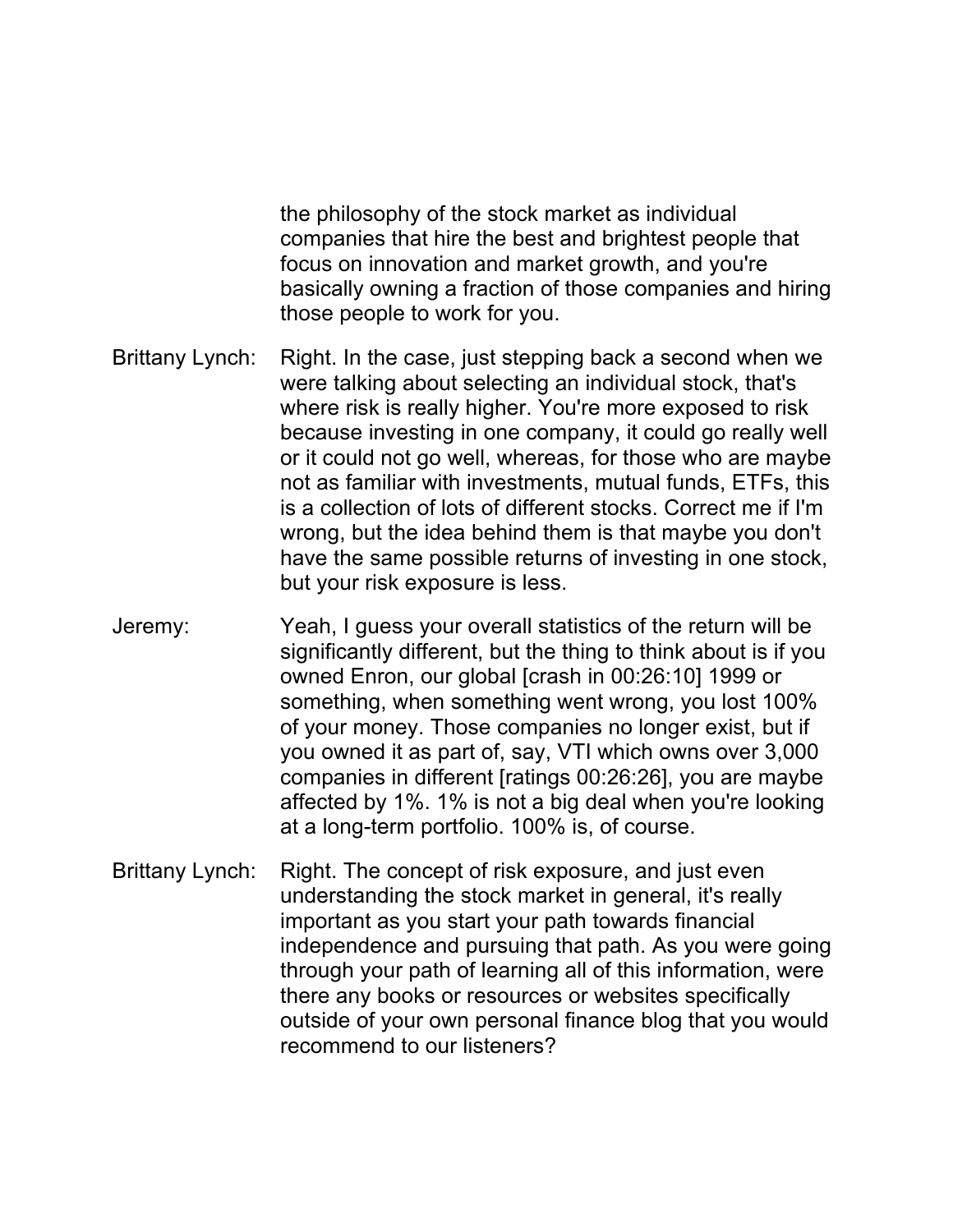the philosophy of the stock market as individual companies that hire the best and brightest people that focus on innovation and market growth, and you're basically owning a fraction of those companies and hiring those people to work for you.

Brittany Lynch: Right. In the case, just stepping back a second when we were talking about selecting an individual stock, that's where risk is really higher. You're more exposed to risk because investing in one company, it could go really well or it could not go well, whereas, for those who are maybe not as familiar with investments, mutual funds, ETFs, this is a collection of lots of different stocks. Correct me if I'm wrong, but the idea behind them is that maybe you don't have the same possible returns of investing in one stock, but your risk exposure is less.

Jeremy: Yeah, I guess your overall statistics of the return will be significantly different, but the thing to think about is if you owned Enron, our global [crash in 00:26:10] 1999 or something, when something went wrong, you lost 100% of your money. Those companies no longer exist, but if you owned it as part of, say, VTI which owns over 3,000 companies in different [ratings 00:26:26], you are maybe affected by 1%. 1% is not a big deal when you're looking at a long-term portfolio. 100% is, of course.

Brittany Lynch: Right. The concept of risk exposure, and just even understanding the stock market in general, it's really important as you start your path towards financial independence and pursuing that path. As you were going through your path of learning all of this information, were there any books or resources or websites specifically outside of your own personal finance blog that you would recommend to our listeners?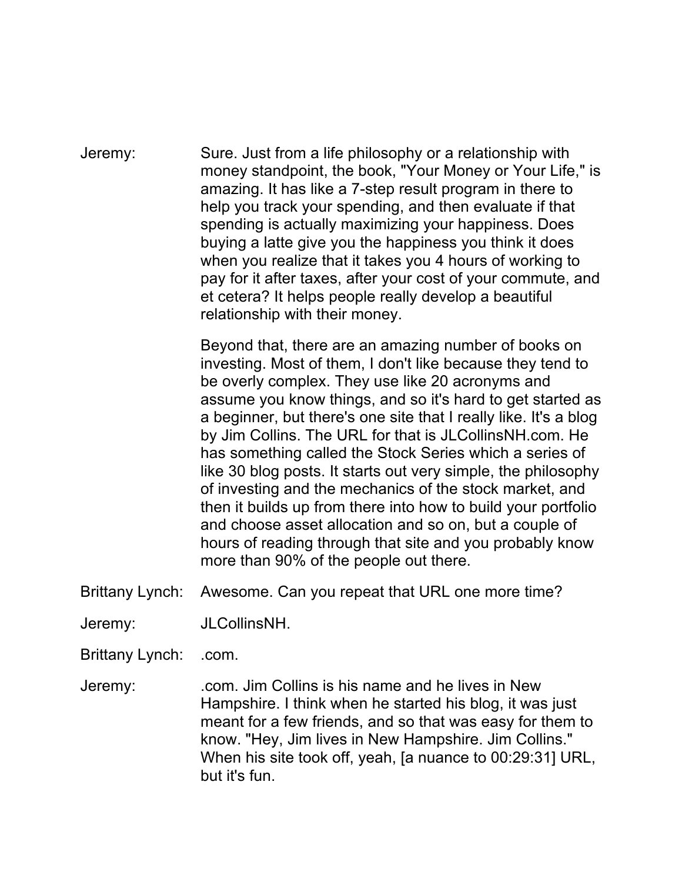Jeremy: Sure. Just from a life philosophy or a relationship with money standpoint, the book, "Your Money or Your Life," is amazing. It has like a 7-step result program in there to help you track your spending, and then evaluate if that spending is actually maximizing your happiness. Does buying a latte give you the happiness you think it does when you realize that it takes you 4 hours of working to pay for it after taxes, after your cost of your commute, and et cetera? It helps people really develop a beautiful relationship with their money.

Beyond that, there are an amazing number of books on investing. Most of them, I don't like because they tend to be overly complex. They use like 20 acronyms and assume you know things, and so it's hard to get started as a beginner, but there's one site that I really like. It's a blog by Jim Collins. The URL for that is JLCollinsNH.com. He has something called the Stock Series which a series of like 30 blog posts. It starts out very simple, the philosophy of investing and the mechanics of the stock market, and then it builds up from there into how to build your portfolio and choose asset allocation and so on, but a couple of hours of reading through that site and you probably know more than 90% of the people out there.

Brittany Lynch: Awesome. Can you repeat that URL one more time?

Jeremy: JLCollinsNH.

Brittany Lynch: .com.

Jeremy: .com. Jim Collins is his name and he lives in New Hampshire. I think when he started his blog, it was just meant for a few friends, and so that was easy for them to know. "Hey, Jim lives in New Hampshire. Jim Collins." When his site took off, yeah, [a nuance to 00:29:31] URL, but it's fun.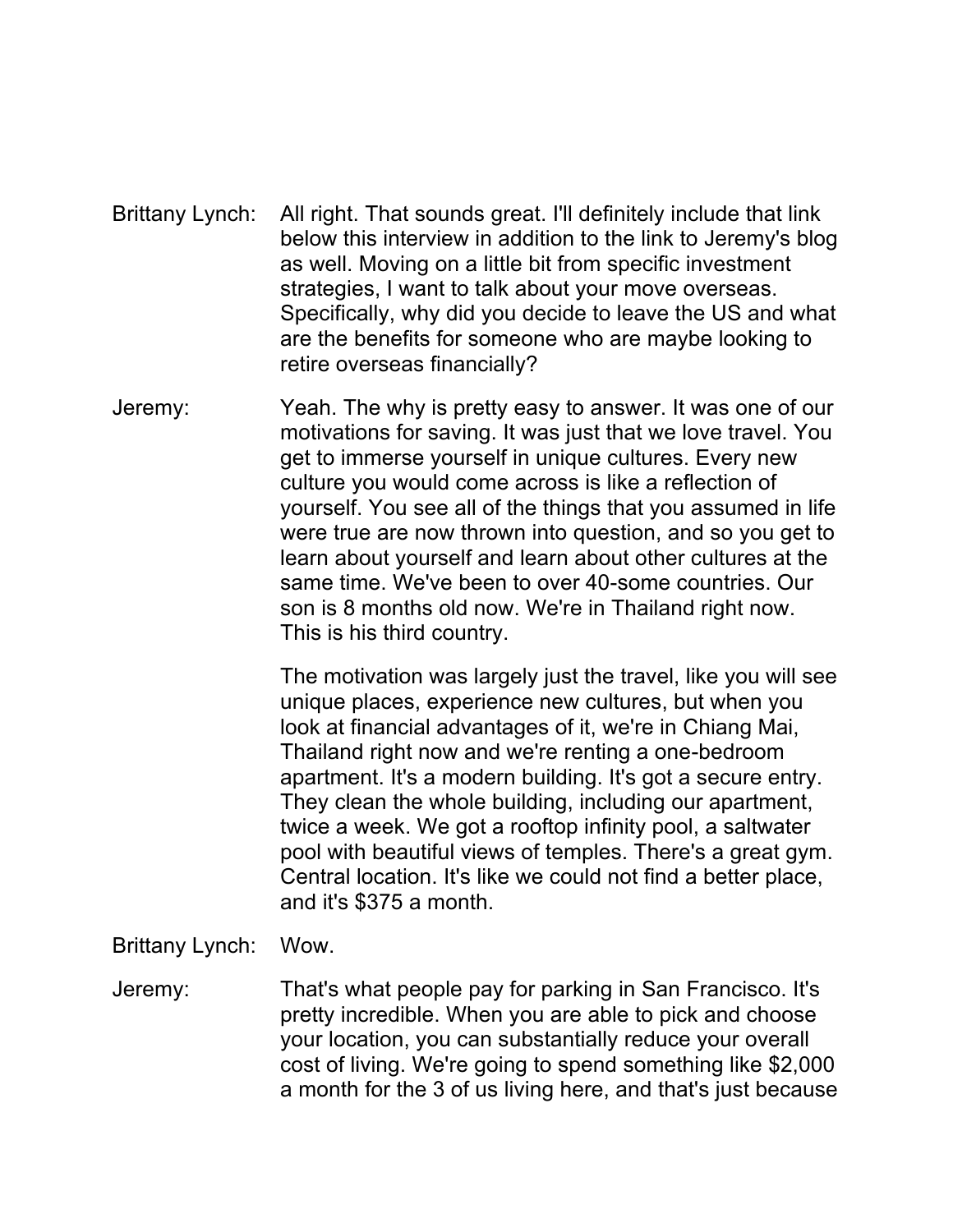Brittany Lynch: All right. That sounds great. I'll definitely include that link below this interview in addition to the link to Jeremy's blog as well. Moving on a little bit from specific investment strategies, I want to talk about your move overseas. Specifically, why did you decide to leave the US and what are the benefits for someone who are maybe looking to retire overseas financially?

Jeremy: Yeah. The why is pretty easy to answer. It was one of our motivations for saving. It was just that we love travel. You get to immerse yourself in unique cultures. Every new culture you would come across is like a reflection of yourself. You see all of the things that you assumed in life were true are now thrown into question, and so you get to learn about yourself and learn about other cultures at the same time. We've been to over 40-some countries. Our son is 8 months old now. We're in Thailand right now. This is his third country.

The motivation was largely just the travel, like you will see unique places, experience new cultures, but when you look at financial advantages of it, we're in Chiang Mai, Thailand right now and we're renting a one-bedroom apartment. It's a modern building. It's got a secure entry. They clean the whole building, including our apartment, twice a week. We got a rooftop infinity pool, a saltwater pool with beautiful views of temples. There's a great gym. Central location. It's like we could not find a better place, and it's $375 a month.

Brittany Lynch: Wow.

Jeremy: That's what people pay for parking in San Francisco. It's pretty incredible. When you are able to pick and choose your location, you can substantially reduce your overall cost of living. We're going to spend something like $2,000 a month for the 3 of us living here, and that's just because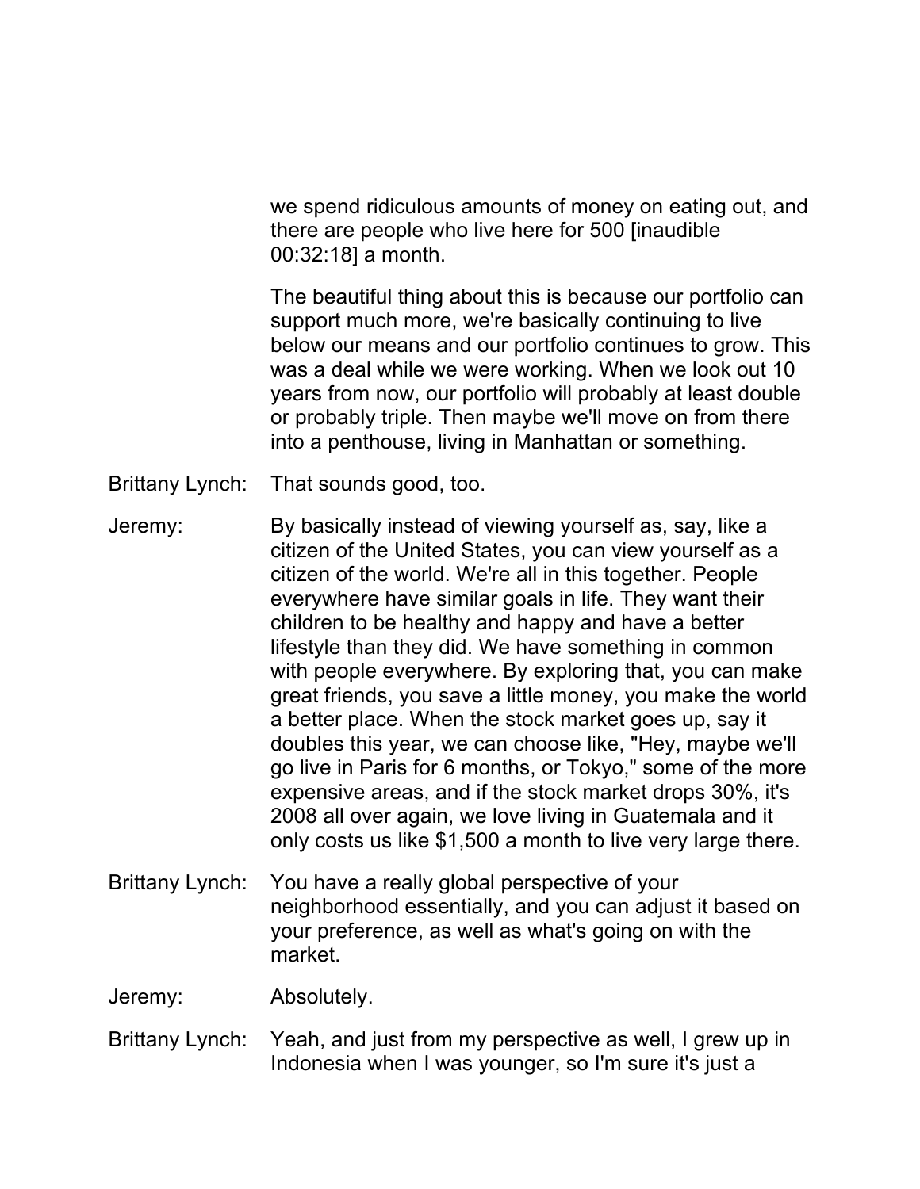we spend ridiculous amounts of money on eating out, and there are people who live here for 500 [inaudible 00:32:18] a month.

The beautiful thing about this is because our portfolio can support much more, we're basically continuing to live below our means and our portfolio continues to grow. This was a deal while we were working. When we look out 10 years from now, our portfolio will probably at least double or probably triple. Then maybe we'll move on from there into a penthouse, living in Manhattan or something.

Brittany Lynch: That sounds good, too.

Jeremy: By basically instead of viewing yourself as, say, like a citizen of the United States, you can view yourself as a citizen of the world. We're all in this together. People everywhere have similar goals in life. They want their children to be healthy and happy and have a better lifestyle than they did. We have something in common with people everywhere. By exploring that, you can make great friends, you save a little money, you make the world a better place. When the stock market goes up, say it doubles this year, we can choose like, "Hey, maybe we'll go live in Paris for 6 months, or Tokyo," some of the more expensive areas, and if the stock market drops 30%, it's 2008 all over again, we love living in Guatemala and it only costs us like $1,500 a month to live very large there.

Brittany Lynch: You have a really global perspective of your neighborhood essentially, and you can adjust it based on your preference, as well as what's going on with the market.

Jeremy: Absolutely.

Brittany Lynch: Yeah, and just from my perspective as well, I grew up in Indonesia when I was younger, so I'm sure it's just a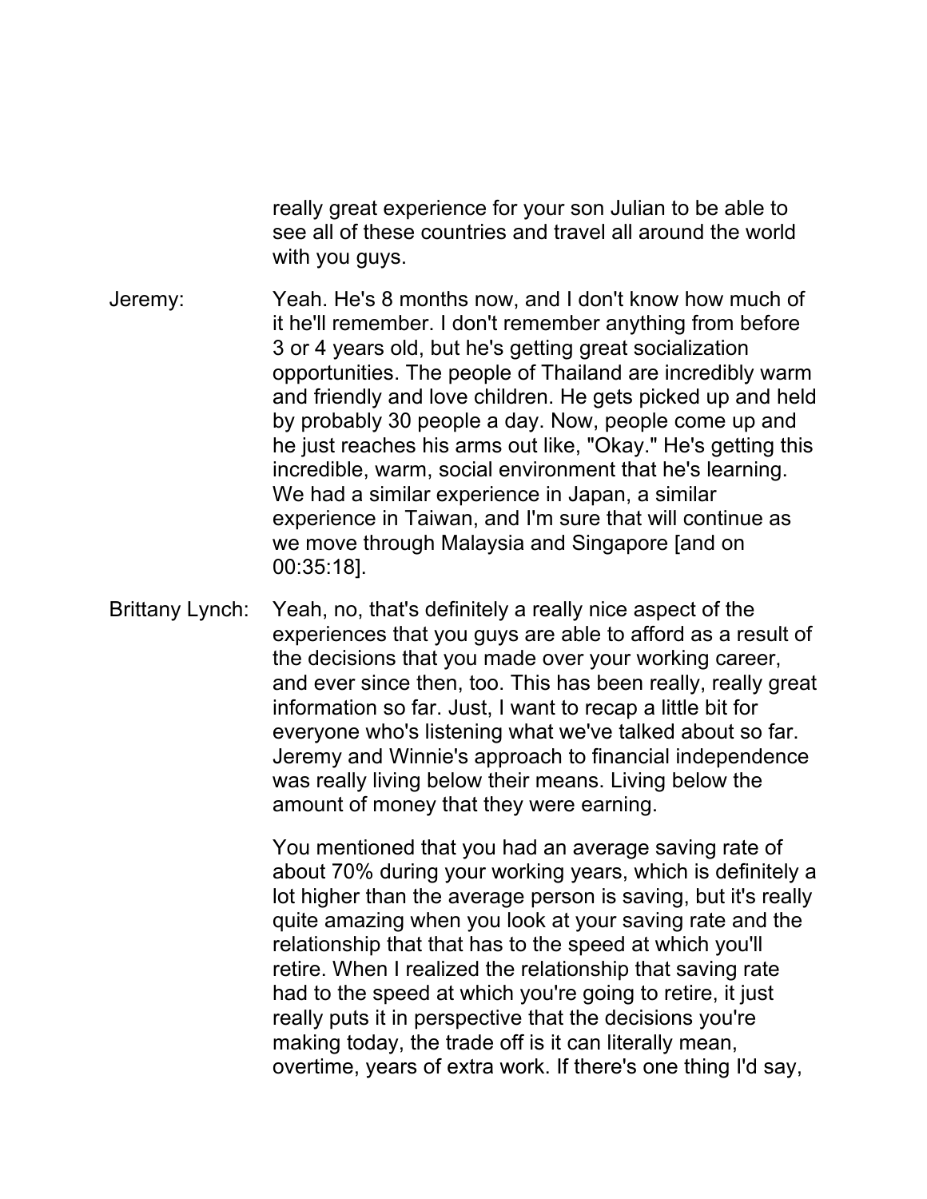really great experience for your son Julian to be able to see all of these countries and travel all around the world with you guys.

Jeremy: Yeah. He's 8 months now, and I don't know how much of it he'll remember. I don't remember anything from before 3 or 4 years old, but he's getting great socialization opportunities. The people of Thailand are incredibly warm and friendly and love children. He gets picked up and held by probably 30 people a day. Now, people come up and he just reaches his arms out like, "Okay." He's getting this incredible, warm, social environment that he's learning. We had a similar experience in Japan, a similar experience in Taiwan, and I'm sure that will continue as we move through Malaysia and Singapore [and on 00:35:18].

Brittany Lynch: Yeah, no, that's definitely a really nice aspect of the experiences that you guys are able to afford as a result of the decisions that you made over your working career, and ever since then, too. This has been really, really great information so far. Just, I want to recap a little bit for everyone who's listening what we've talked about so far. Jeremy and Winnie's approach to financial independence was really living below their means. Living below the amount of money that they were earning.

You mentioned that you had an average saving rate of about 70% during your working years, which is definitely a lot higher than the average person is saving, but it's really quite amazing when you look at your saving rate and the relationship that that has to the speed at which you'll retire. When I realized the relationship that saving rate had to the speed at which you're going to retire, it just really puts it in perspective that the decisions you're making today, the trade off is it can literally mean, overtime, years of extra work. If there's one thing I'd say,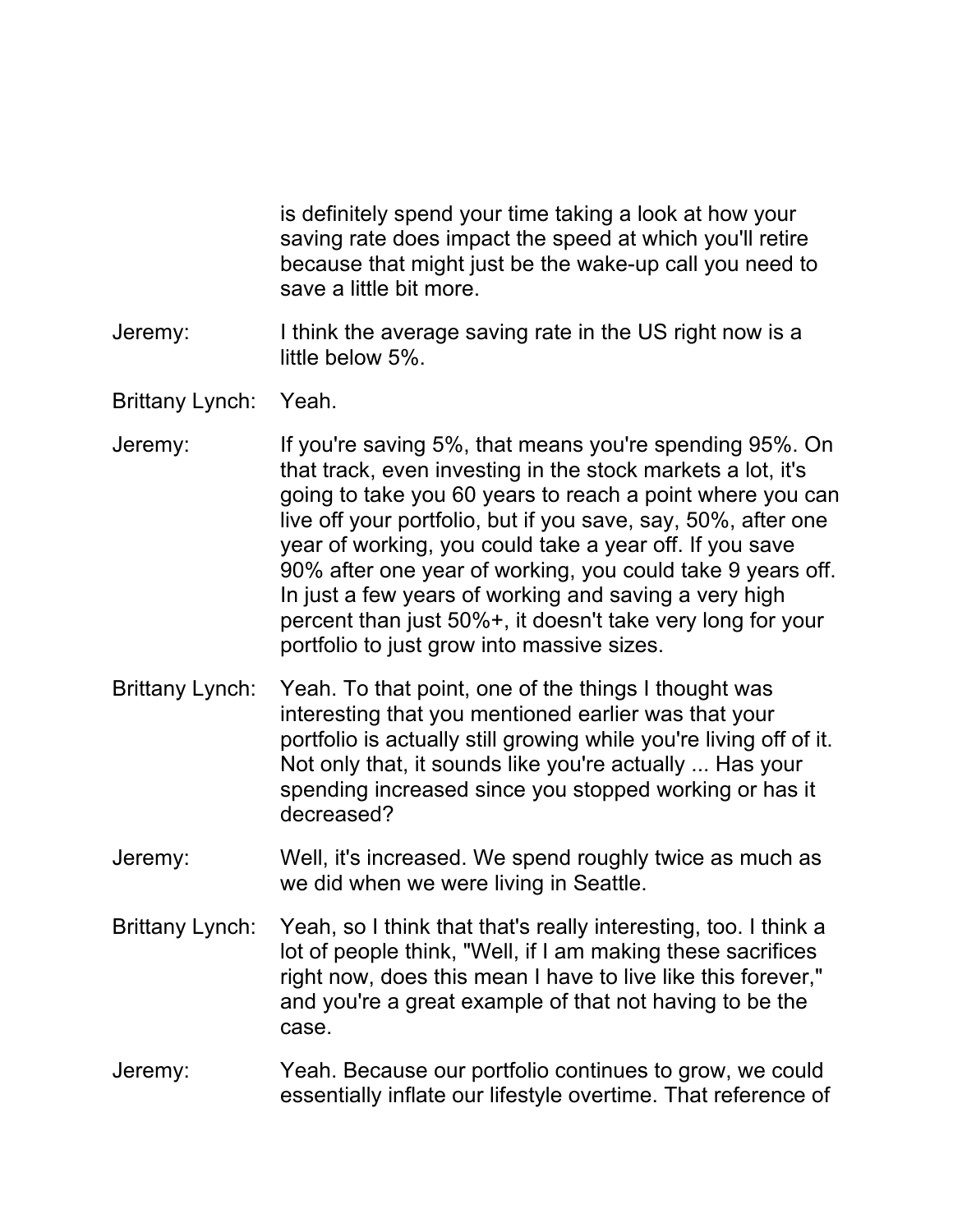is definitely spend your time taking a look at how your saving rate does impact the speed at which you'll retire because that might just be the wake-up call you need to save a little bit more.

Jeremy: I think the average saving rate in the US right now is a little below 5%.

Brittany Lynch: Yeah.

Jeremy: If you're saving 5%, that means you're spending 95%. On that track, even investing in the stock markets a lot, it's going to take you 60 years to reach a point where you can live off your portfolio, but if you save, say, 50%, after one year of working, you could take a year off. If you save 90% after one year of working, you could take 9 years off. In just a few years of working and saving a very high percent than just 50%+, it doesn't take very long for your portfolio to just grow into massive sizes.

Brittany Lynch: Yeah. To that point, one of the things I thought was interesting that you mentioned earlier was that your portfolio is actually still growing while you're living off of it. Not only that, it sounds like you're actually ... Has your spending increased since you stopped working or has it decreased?

Jeremy: Well, it's increased. We spend roughly twice as much as we did when we were living in Seattle.

Brittany Lynch: Yeah, so I think that that's really interesting, too. I think a lot of people think, "Well, if I am making these sacrifices right now, does this mean I have to live like this forever," and you're a great example of that not having to be the case.

Jeremy: Yeah. Because our portfolio continues to grow, we could essentially inflate our lifestyle overtime. That reference of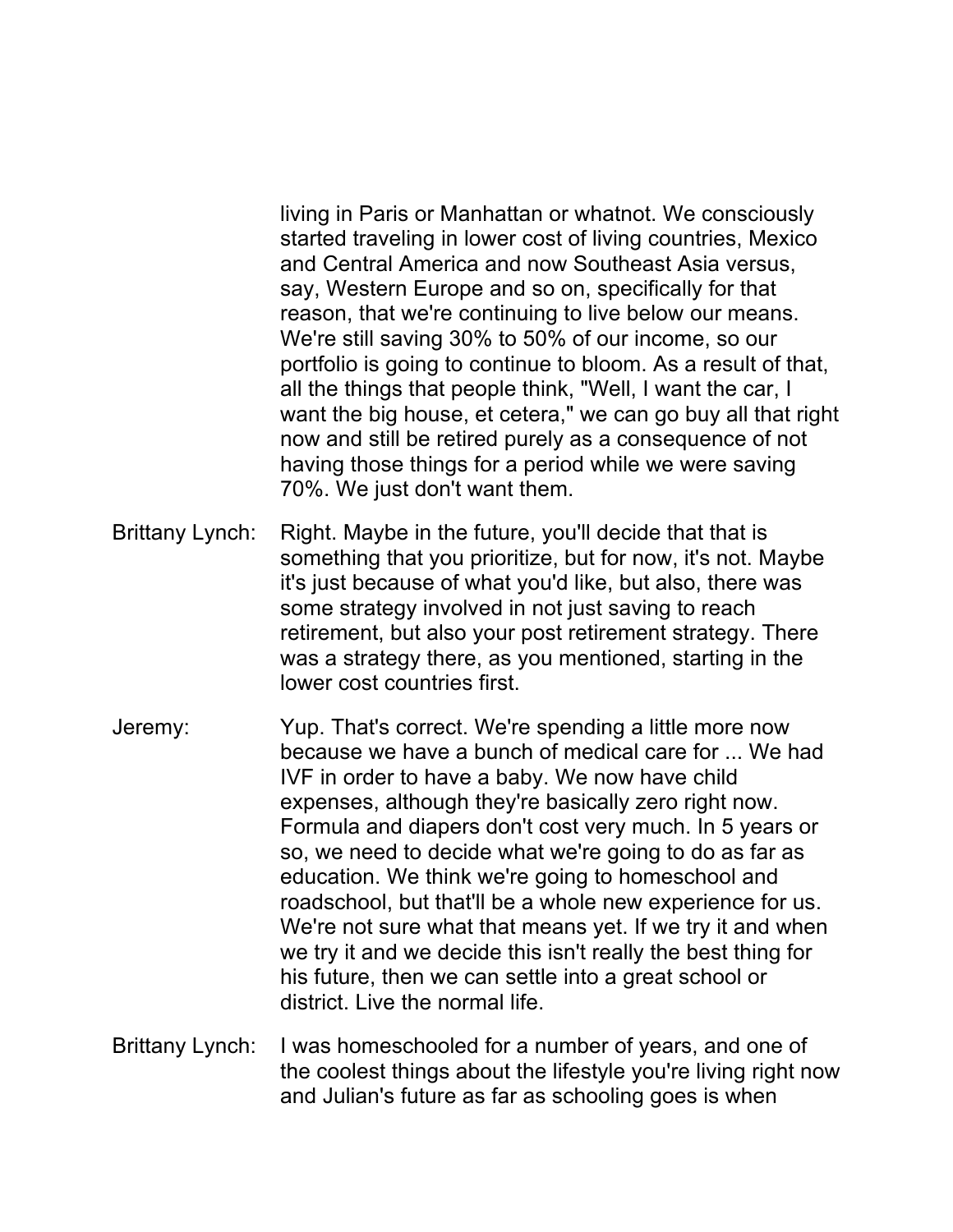living in Paris or Manhattan or whatnot. We consciously started traveling in lower cost of living countries, Mexico and Central America and now Southeast Asia versus, say, Western Europe and so on, specifically for that reason, that we're continuing to live below our means. We're still saving 30% to 50% of our income, so our portfolio is going to continue to bloom. As a result of that, all the things that people think, "Well, I want the car, I want the big house, et cetera," we can go buy all that right now and still be retired purely as a consequence of not having those things for a period while we were saving 70%. We just don't want them.

Brittany Lynch: Right. Maybe in the future, you'll decide that that is something that you prioritize, but for now, it's not. Maybe it's just because of what you'd like, but also, there was some strategy involved in not just saving to reach retirement, but also your post retirement strategy. There was a strategy there, as you mentioned, starting in the lower cost countries first.

Jeremy: Yup. That's correct. We're spending a little more now because we have a bunch of medical care for ... We had IVF in order to have a baby. We now have child expenses, although they're basically zero right now. Formula and diapers don't cost very much. In 5 years or so, we need to decide what we're going to do as far as education. We think we're going to homeschool and roadschool, but that'll be a whole new experience for us. We're not sure what that means yet. If we try it and when we try it and we decide this isn't really the best thing for his future, then we can settle into a great school or district. Live the normal life.

Brittany Lynch: I was homeschooled for a number of years, and one of the coolest things about the lifestyle you're living right now and Julian's future as far as schooling goes is when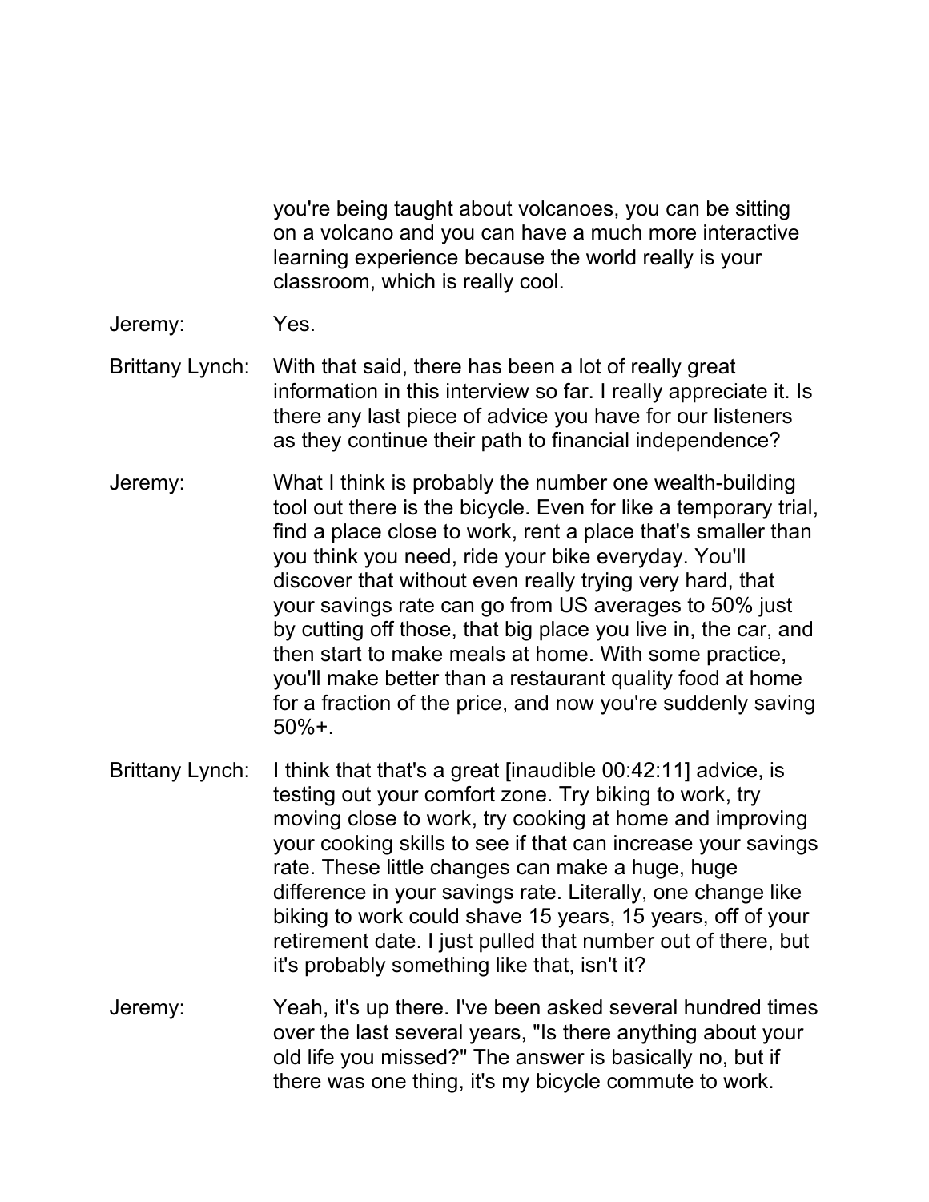you're being taught about volcanoes, you can be sitting on a volcano and you can have a much more interactive learning experience because the world really is your classroom, which is really cool.

Jeremy: Yes.

Brittany Lynch: With that said, there has been a lot of really great information in this interview so far. I really appreciate it. Is there any last piece of advice you have for our listeners as they continue their path to financial independence?

Jeremy: What I think is probably the number one wealth-building tool out there is the bicycle. Even for like a temporary trial, find a place close to work, rent a place that's smaller than you think you need, ride your bike everyday. You'll discover that without even really trying very hard, that your savings rate can go from US averages to 50% just by cutting off those, that big place you live in, the car, and then start to make meals at home. With some practice, you'll make better than a restaurant quality food at home for a fraction of the price, and now you're suddenly saving 50%+.

Brittany Lynch: I think that that's a great [inaudible 00:42:11] advice, is testing out your comfort zone. Try biking to work, try moving close to work, try cooking at home and improving your cooking skills to see if that can increase your savings rate. These little changes can make a huge, huge difference in your savings rate. Literally, one change like biking to work could shave 15 years, 15 years, off of your retirement date. I just pulled that number out of there, but it's probably something like that, isn't it?

Jeremy: Yeah, it's up there. I've been asked several hundred times over the last several years, "Is there anything about your old life you missed?" The answer is basically no, but if there was one thing, it's my bicycle commute to work.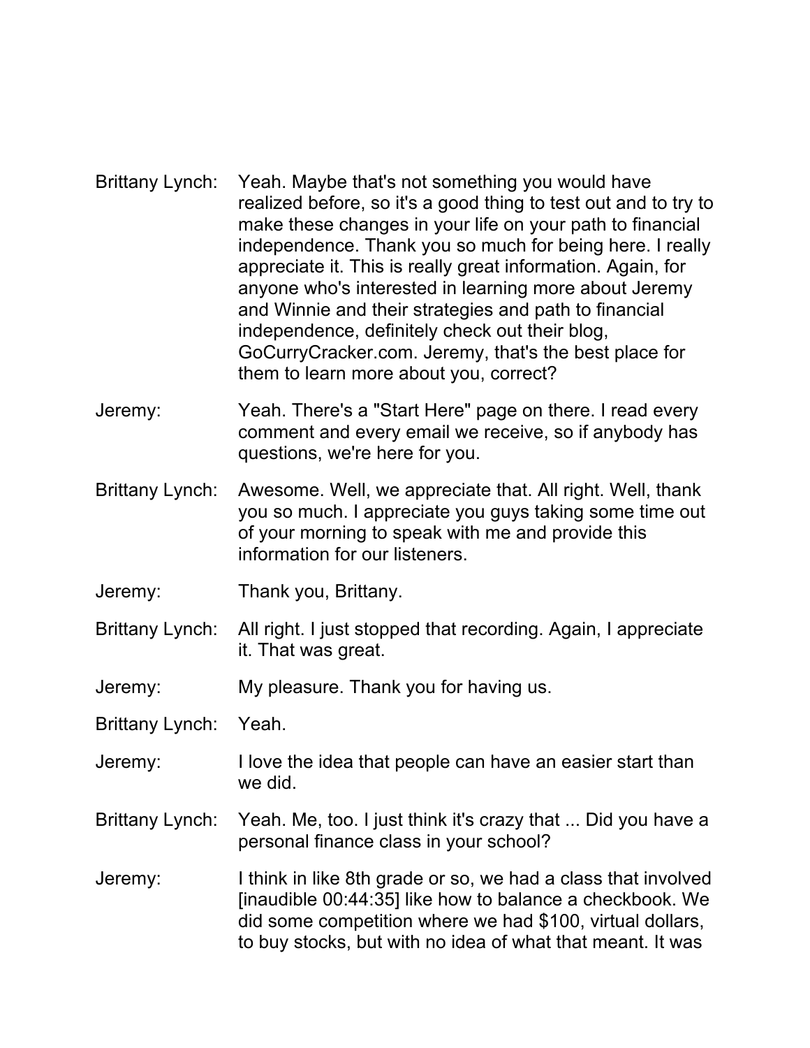Brittany Lynch: Yeah. Maybe that's not something you would have realized before, so it's a good thing to test out and to try to make these changes in your life on your path to financial independence. Thank you so much for being here. I really appreciate it. This is really great information. Again, for anyone who's interested in learning more about Jeremy and Winnie and their strategies and path to financial independence, definitely check out their blog, GoCurryCracker.com. Jeremy, that's the best place for them to learn more about you, correct?

Jeremy: Yeah. There's a "Start Here" page on there. I read every comment and every email we receive, so if anybody has questions, we're here for you.

Brittany Lynch: Awesome. Well, we appreciate that. All right. Well, thank you so much. I appreciate you guys taking some time out of your morning to speak with me and provide this information for our listeners.

Jeremy: Thank you, Brittany.

Brittany Lynch: All right. I just stopped that recording. Again, I appreciate it. That was great.

Jeremy: My pleasure. Thank you for having us.

Brittany Lynch: Yeah.

Jeremy: I love the idea that people can have an easier start than we did.

Brittany Lynch: Yeah. Me, too. I just think it's crazy that ... Did you have a personal finance class in your school?

Jeremy: I think in like 8th grade or so, we had a class that involved [inaudible 00:44:35] like how to balance a checkbook. We did some competition where we had $100, virtual dollars, to buy stocks, but with no idea of what that meant. It was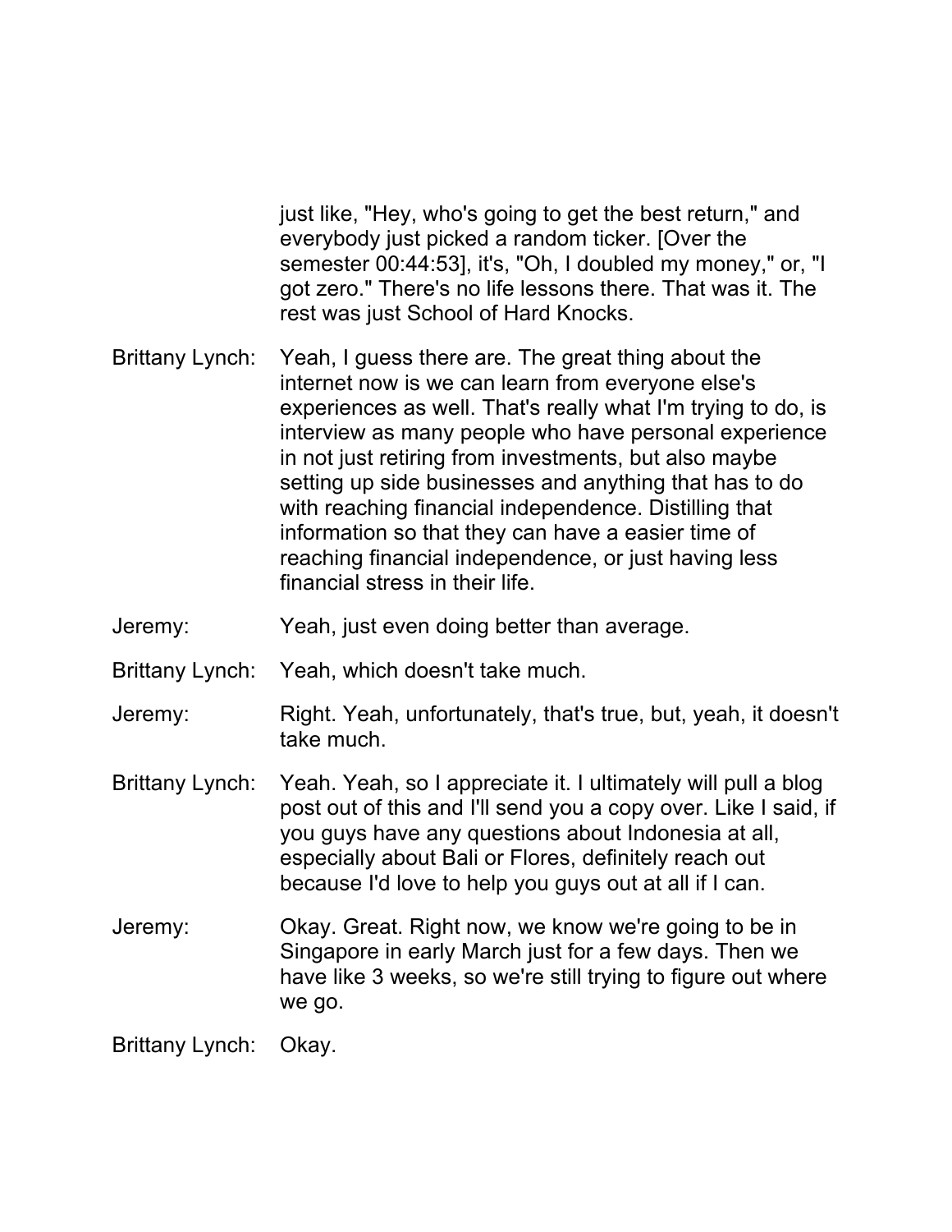just like, "Hey, who's going to get the best return," and everybody just picked a random ticker. [Over the semester 00:44:53], it's, "Oh, I doubled my money," or, "I got zero." There's no life lessons there. That was it. The rest was just School of Hard Knocks.

Brittany Lynch: Yeah, I guess there are. The great thing about the internet now is we can learn from everyone else's experiences as well. That's really what I'm trying to do, is interview as many people who have personal experience in not just retiring from investments, but also maybe setting up side businesses and anything that has to do with reaching financial independence. Distilling that information so that they can have a easier time of reaching financial independence, or just having less financial stress in their life.

Jeremy: Yeah, just even doing better than average.

Brittany Lynch: Yeah, which doesn't take much.

Jeremy: Right. Yeah, unfortunately, that's true, but, yeah, it doesn't take much.

Brittany Lynch: Yeah. Yeah, so I appreciate it. I ultimately will pull a blog post out of this and I'll send you a copy over. Like I said, if you guys have any questions about Indonesia at all, especially about Bali or Flores, definitely reach out because I'd love to help you guys out at all if I can.

Jeremy: Okay. Great. Right now, we know we're going to be in Singapore in early March just for a few days. Then we have like 3 weeks, so we're still trying to figure out where we go.

Brittany Lynch: Okay.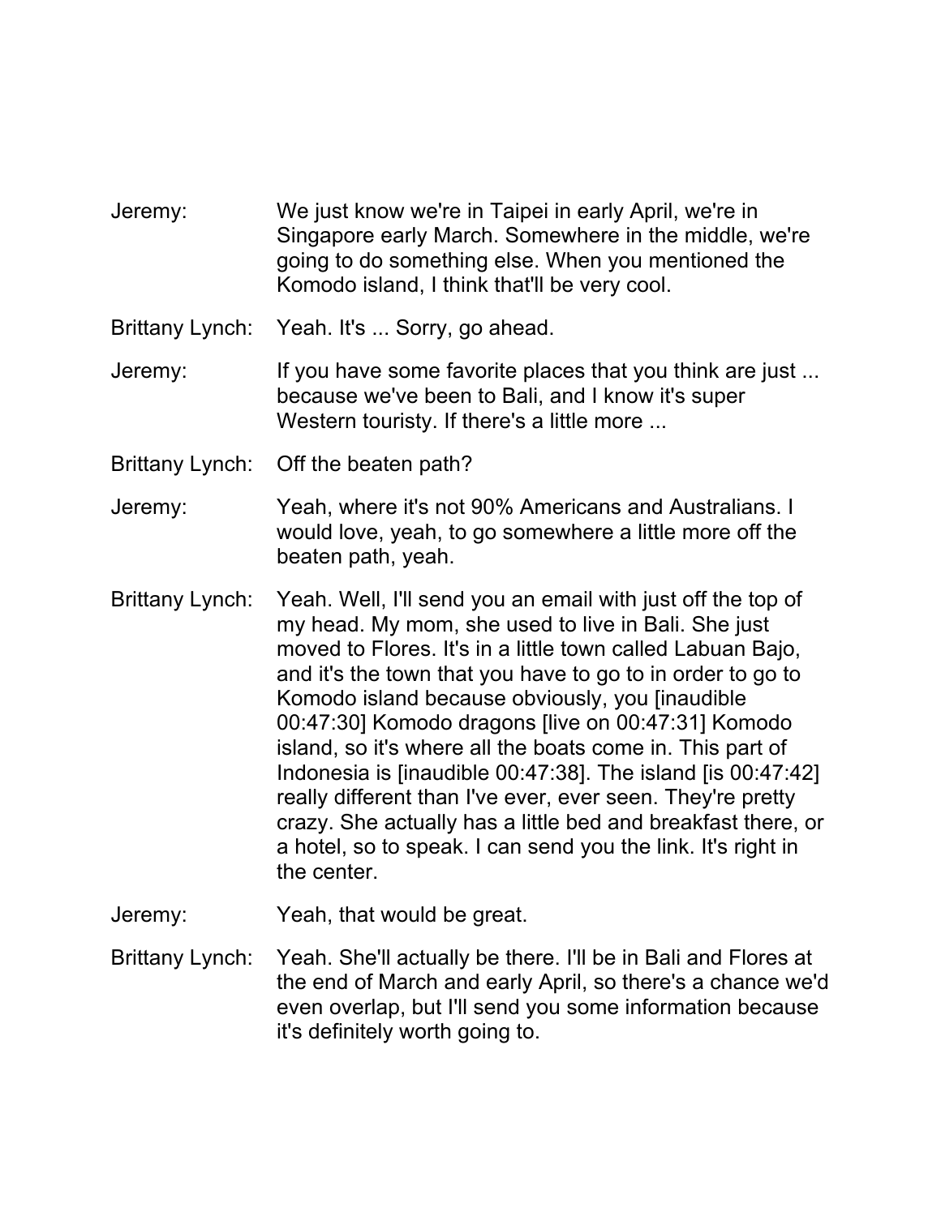Jeremy: We just know we're in Taipei in early April, we're in Singapore early March. Somewhere in the middle, we're going to do something else. When you mentioned the Komodo island, I think that'll be very cool.

Brittany Lynch: Yeah. It's ... Sorry, go ahead.

Jeremy: If you have some favorite places that you think are just ... because we've been to Bali, and I know it's super Western touristy. If there's a little more ...

Brittany Lynch: Off the beaten path?

Jeremy: Yeah, where it's not 90% Americans and Australians. I would love, yeah, to go somewhere a little more off the beaten path, yeah.

Brittany Lynch: Yeah. Well, I'll send you an email with just off the top of my head. My mom, she used to live in Bali. She just moved to Flores. It's in a little town called Labuan Bajo, and it's the town that you have to go to in order to go to Komodo island because obviously, you [inaudible 00:47:30] Komodo dragons [live on 00:47:31] Komodo island, so it's where all the boats come in. This part of Indonesia is [inaudible 00:47:38]. The island [is 00:47:42] really different than I've ever, ever seen. They're pretty crazy. She actually has a little bed and breakfast there, or a hotel, so to speak. I can send you the link. It's right in the center.

Jeremy: Yeah, that would be great.

Brittany Lynch: Yeah. She'll actually be there. I'll be in Bali and Flores at the end of March and early April, so there's a chance we'd even overlap, but I'll send you some information because it's definitely worth going to.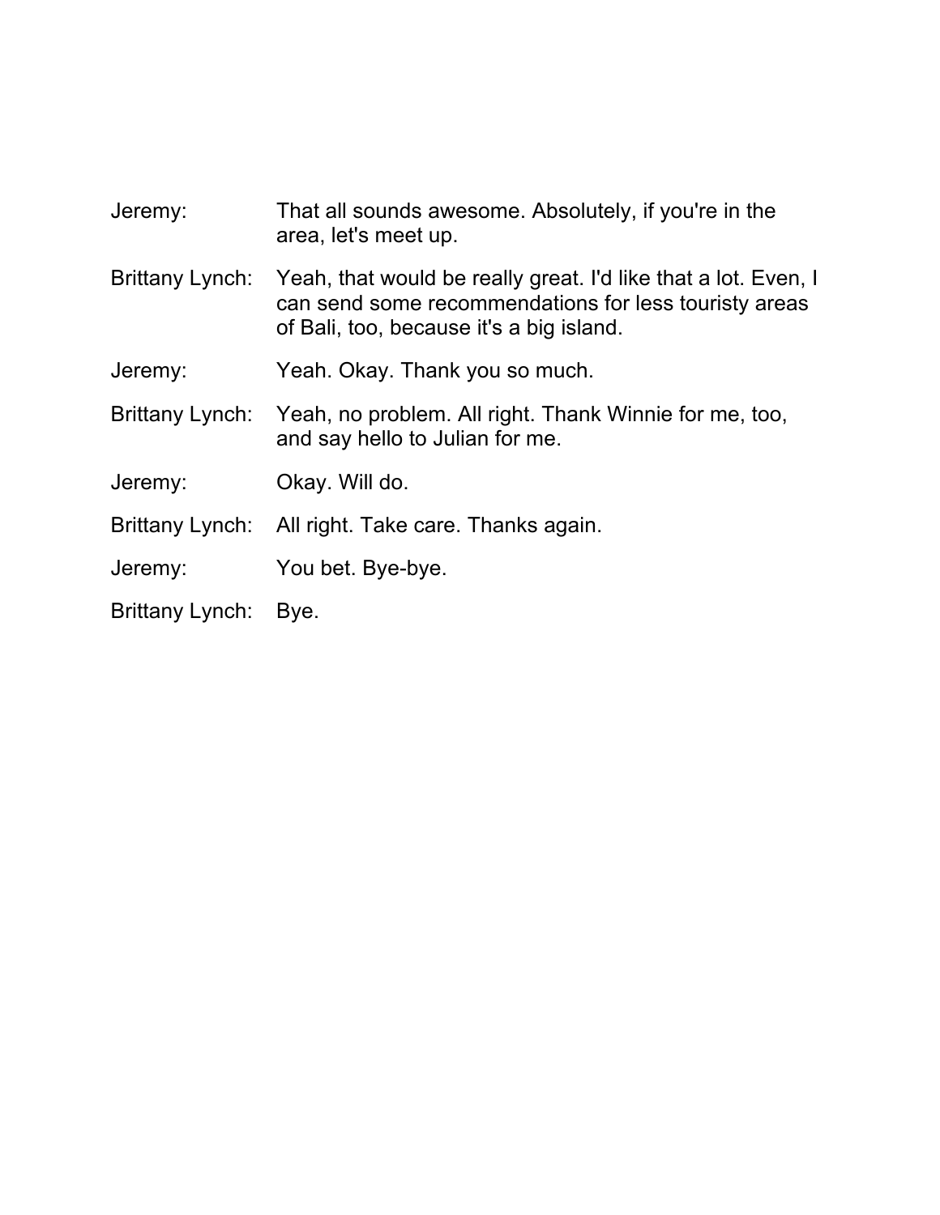Jeremy: That all sounds awesome. Absolutely, if you're in the area, let's meet up.

Brittany Lynch: Yeah, that would be really great. I'd like that a lot. Even, I can send some recommendations for less touristy areas of Bali, too, because it's a big island.

Jeremy: Yeah. Okay. Thank you so much.

Brittany Lynch: Yeah, no problem. All right. Thank Winnie for me, too, and say hello to Julian for me.

Jeremy: Okay. Will do.

Brittany Lynch: All right. Take care. Thanks again.

Jeremy: You bet. Bye-bye.

Brittany Lynch: Bye.